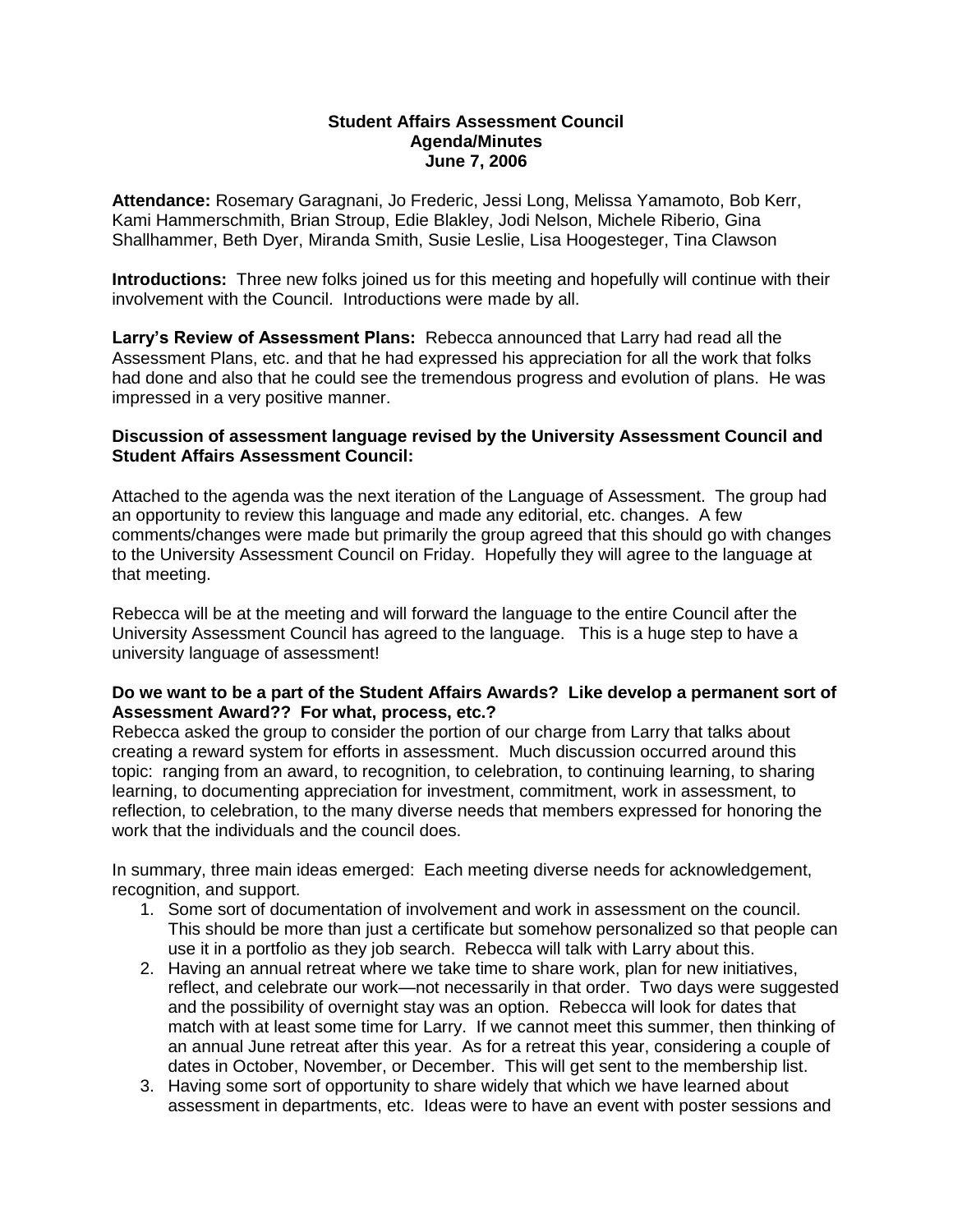**Student Affairs Assessment Council**
**Agenda/Minutes**
**June 7, 2006**

**Attendance:** Rosemary Garagnani, Jo Frederic, Jessi Long, Melissa Yamamoto, Bob Kerr, Kami Hammerschmith, Brian Stroup, Edie Blakley, Jodi Nelson, Michele Riberio, Gina Shallhammer, Beth Dyer, Miranda Smith, Susie Leslie, Lisa Hoogesteger, Tina Clawson

**Introductions:** Three new folks joined us for this meeting and hopefully will continue with their involvement with the Council. Introductions were made by all.

**Larry's Review of Assessment Plans:** Rebecca announced that Larry had read all the Assessment Plans, etc. and that he had expressed his appreciation for all the work that folks had done and also that he could see the tremendous progress and evolution of plans. He was impressed in a very positive manner.

**Discussion of assessment language revised by the University Assessment Council and Student Affairs Assessment Council:**

Attached to the agenda was the next iteration of the Language of Assessment. The group had an opportunity to review this language and made any editorial, etc. changes. A few comments/changes were made but primarily the group agreed that this should go with changes to the University Assessment Council on Friday. Hopefully they will agree to the language at that meeting.

Rebecca will be at the meeting and will forward the language to the entire Council after the University Assessment Council has agreed to the language. This is a huge step to have a university language of assessment!

**Do we want to be a part of the Student Affairs Awards? Like develop a permanent sort of Assessment Award?? For what, process, etc.?**
Rebecca asked the group to consider the portion of our charge from Larry that talks about creating a reward system for efforts in assessment. Much discussion occurred around this topic: ranging from an award, to recognition, to celebration, to continuing learning, to sharing learning, to documenting appreciation for investment, commitment, work in assessment, to reflection, to celebration, to the many diverse needs that members expressed for honoring the work that the individuals and the council does.

In summary, three main ideas emerged: Each meeting diverse needs for acknowledgement, recognition, and support.

1. Some sort of documentation of involvement and work in assessment on the council. This should be more than just a certificate but somehow personalized so that people can use it in a portfolio as they job search. Rebecca will talk with Larry about this.
2. Having an annual retreat where we take time to share work, plan for new initiatives, reflect, and celebrate our work—not necessarily in that order. Two days were suggested and the possibility of overnight stay was an option. Rebecca will look for dates that match with at least some time for Larry. If we cannot meet this summer, then thinking of an annual June retreat after this year. As for a retreat this year, considering a couple of dates in October, November, or December. This will get sent to the membership list.
3. Having some sort of opportunity to share widely that which we have learned about assessment in departments, etc. Ideas were to have an event with poster sessions and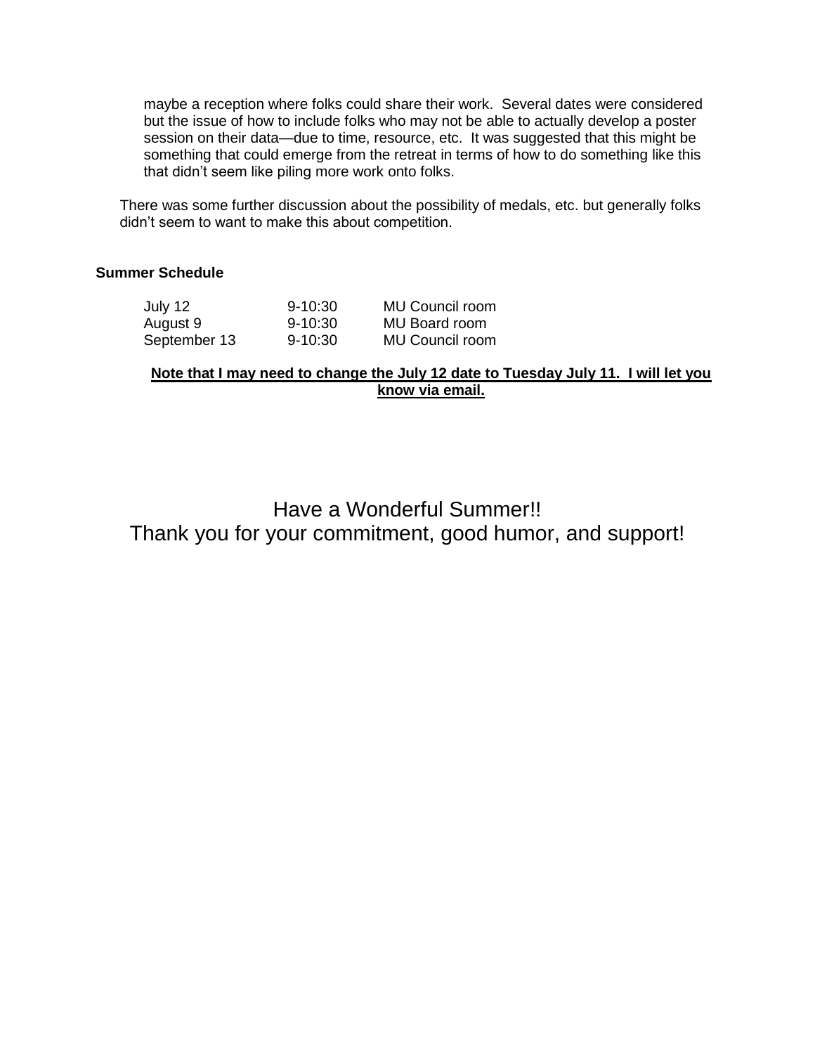maybe a reception where folks could share their work. Several dates were considered but the issue of how to include folks who may not be able to actually develop a poster session on their data—due to time, resource, etc. It was suggested that this might be something that could emerge from the retreat in terms of how to do something like this that didn't seem like piling more work onto folks.

There was some further discussion about the possibility of medals, etc. but generally folks didn't seem to want to make this about competition.

**Summer Schedule**

| | | |
|---|---|---|
| July 12 | 9-10:30 | MU Council room |
| August 9 | 9-10:30 | MU Board room |
| September 13 | 9-10:30 | MU Council room |

**Note that I may need to change the July 12 date to Tuesday July 11. I will let you know via email.**

Have a Wonderful Summer!!
Thank you for your commitment, good humor, and support!